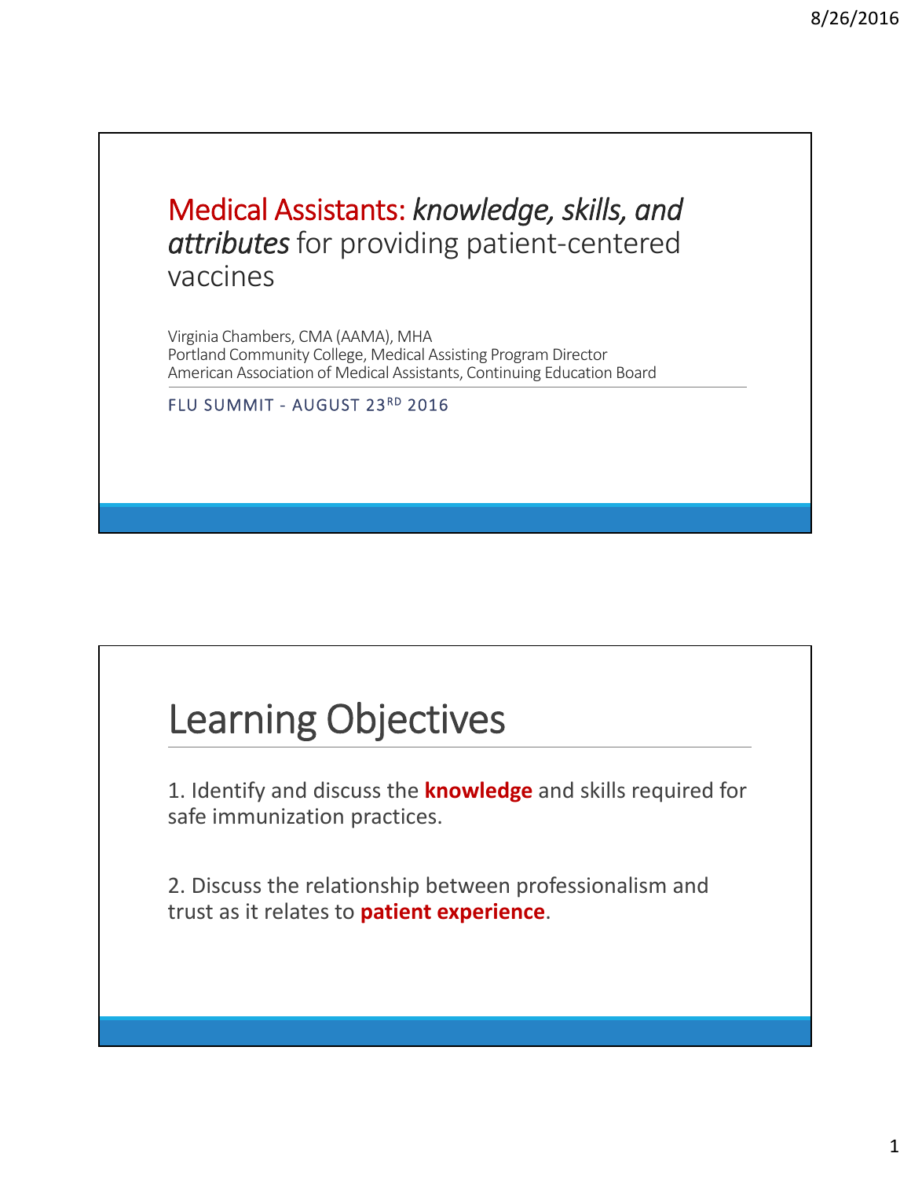# Medical Assistants: *knowledge, skills, and attributes* for providing patient-centered vaccines

Virginia Chambers, CMA (AAMA), MHA
Portland Community College, Medical Assisting Program Director
American Association of Medical Assistants, Continuing Education Board

FLU SUMMIT - AUGUST 23RD 2016

# Learning Objectives

1. Identify and discuss the **knowledge** and skills required for safe immunization practices.

2. Discuss the relationship between professionalism and trust as it relates to **patient experience**.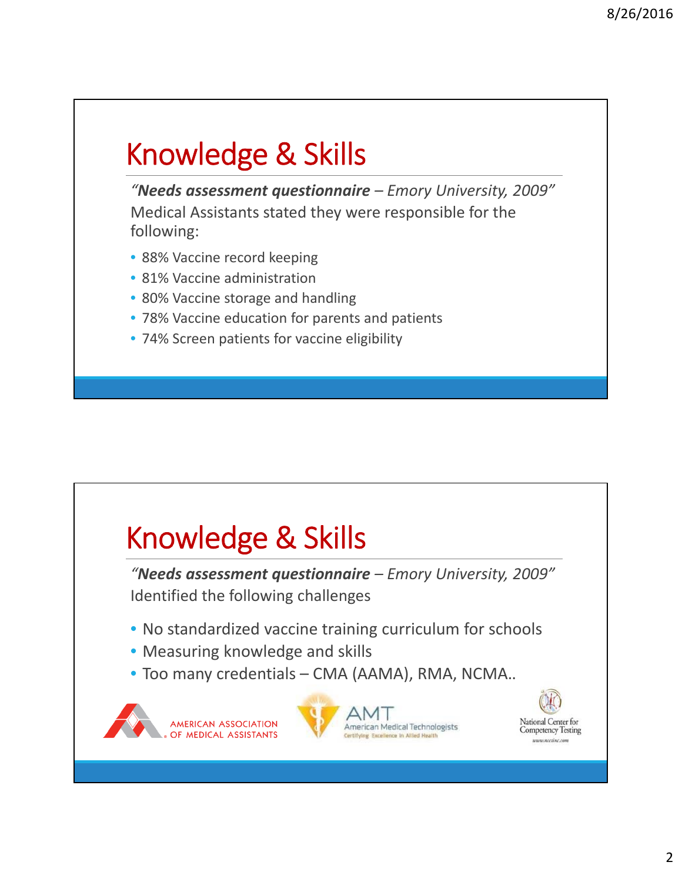# Knowledge & Skills

*"**Needs assessment questionnaire** – Emory University, 2009"*

Medical Assistants stated they were responsible for the following:

- 88% Vaccine record keeping
- 81% Vaccine administration
- 80% Vaccine storage and handling
- 78% Vaccine education for parents and patients
- 74% Screen patients for vaccine eligibility

# Knowledge & Skills

*"**Needs assessment questionnaire** – Emory University, 2009"*

Identified the following challenges

- No standardized vaccine training curriculum for schools
- Measuring knowledge and skills
- Too many credentials – CMA (AAMA), RMA, NCMA..

AMERICAN ASSOCIATION OF MEDICAL ASSISTANTS

AMT American Medical Technologists Certifying Excellence in Allied Health

National Center for Competency Testing www.ncctinc.com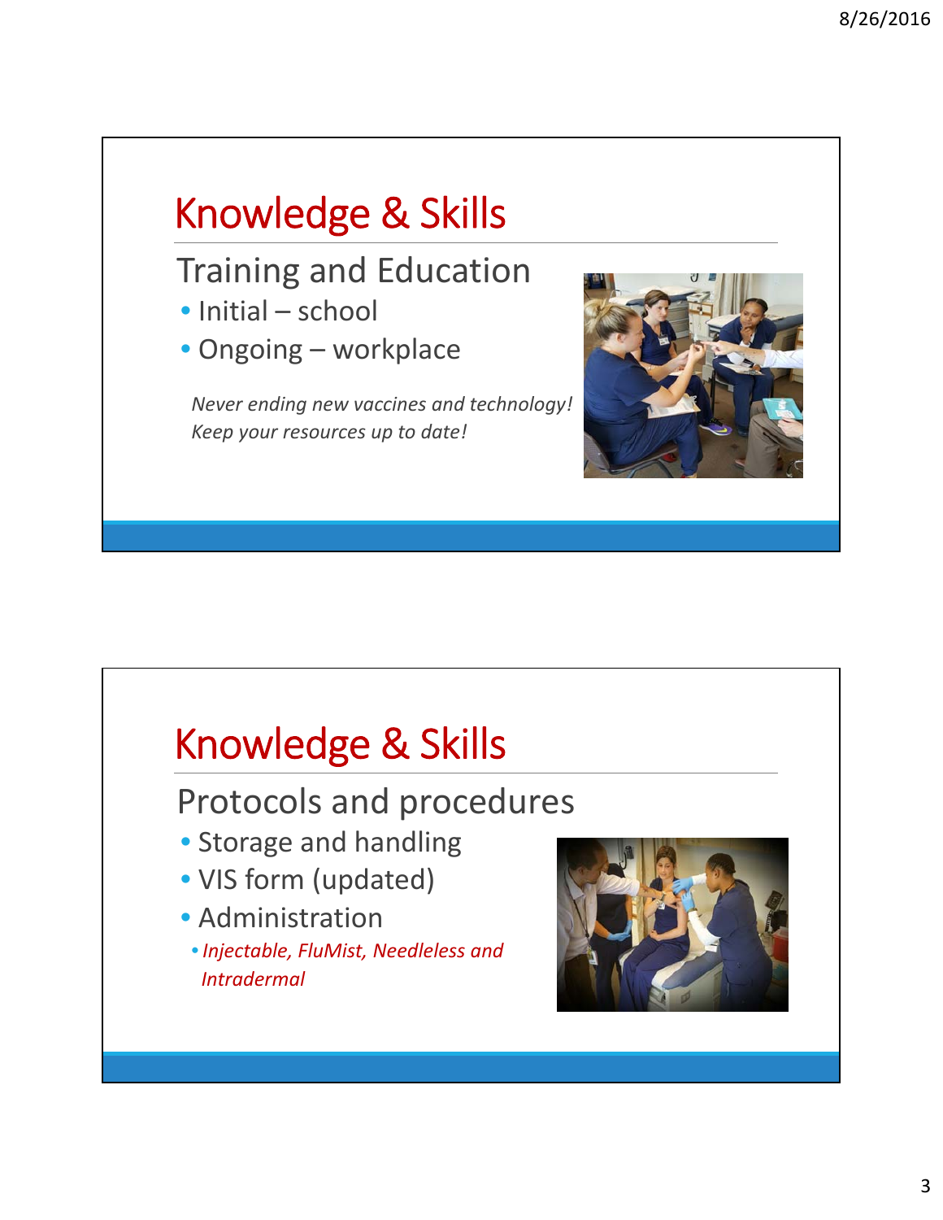# Knowledge & Skills

## Training and Education

- Initial – school
- Ongoing – workplace

*Never ending new vaccines and technology!*
*Keep your resources up to date!*

# Knowledge & Skills

## Protocols and procedures

- Storage and handling
- VIS form (updated)
- Administration
  - *Injectable, FluMist, Needleless and Intradermal*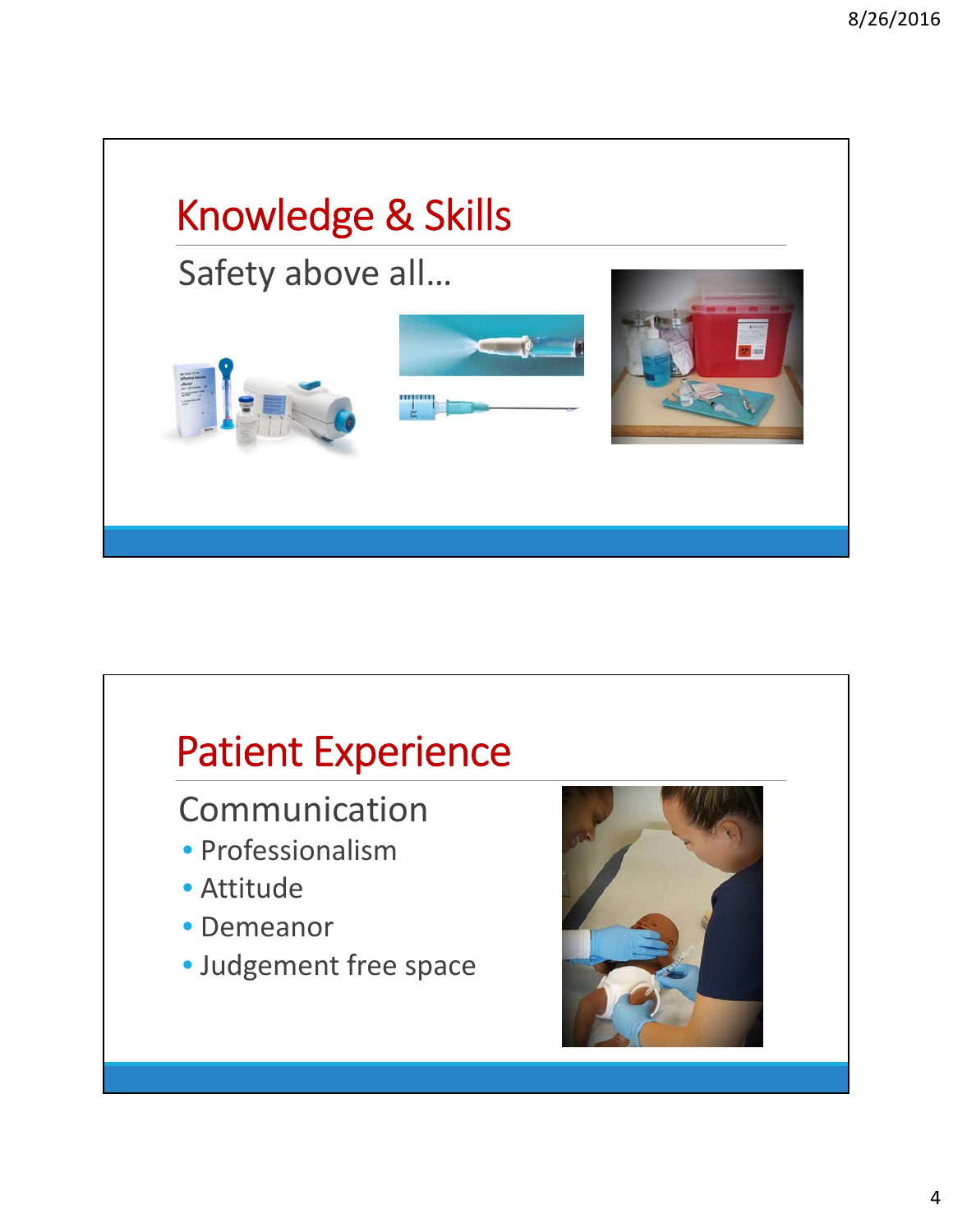# Knowledge & Skills

Safety above all…

# Patient Experience

Communication

- Professionalism
- Attitude
- Demeanor
- Judgement free space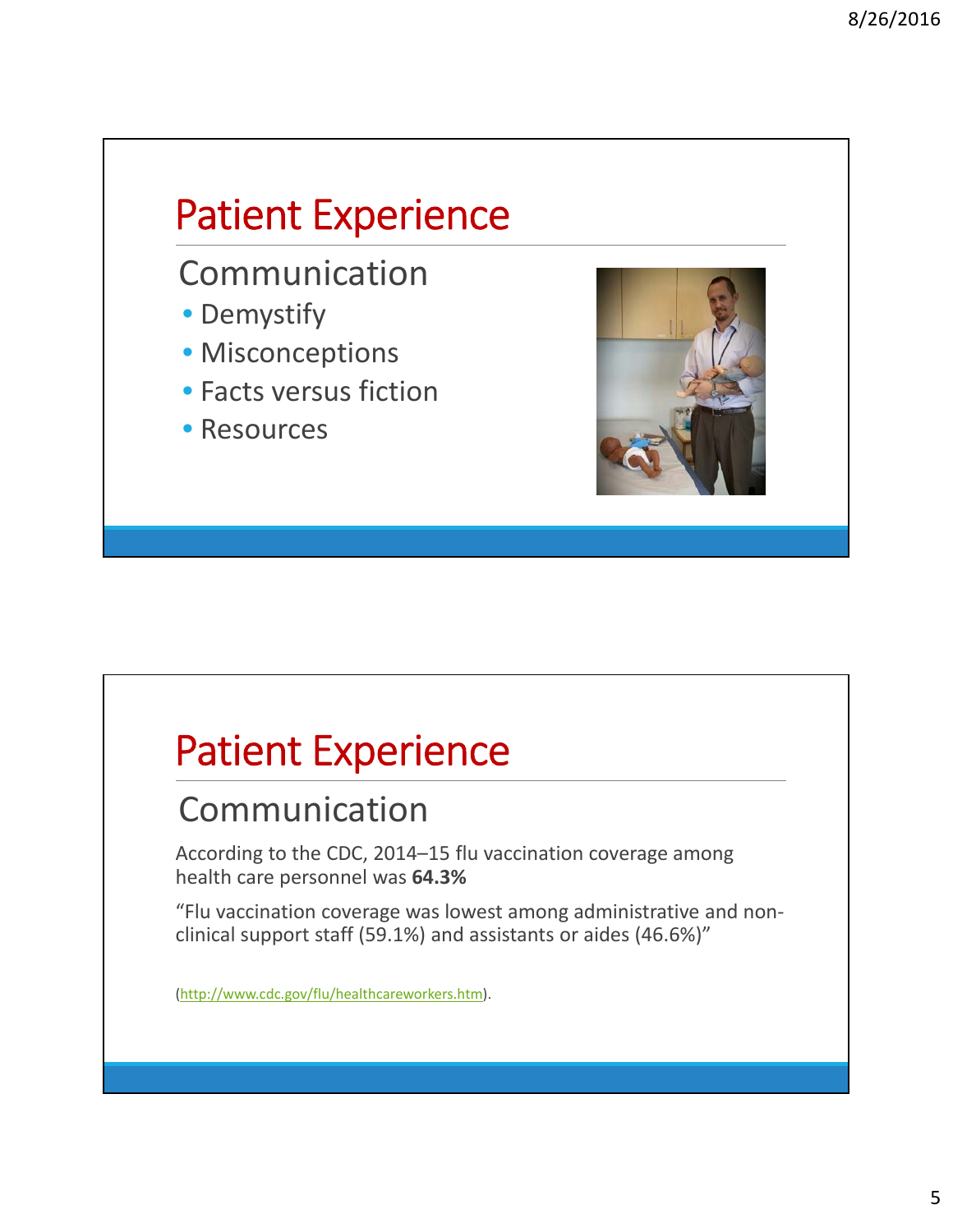## Patient Experience

### Communication

- Demystify
- Misconceptions
- Facts versus fiction
- Resources

## Patient Experience

### Communication

According to the CDC, 2014–15 flu vaccination coverage among health care personnel was **64.3%**

“Flu vaccination coverage was lowest among administrative and non-clinical support staff (59.1%) and assistants or aides (46.6%)”

(http://www.cdc.gov/flu/healthcareworkers.htm).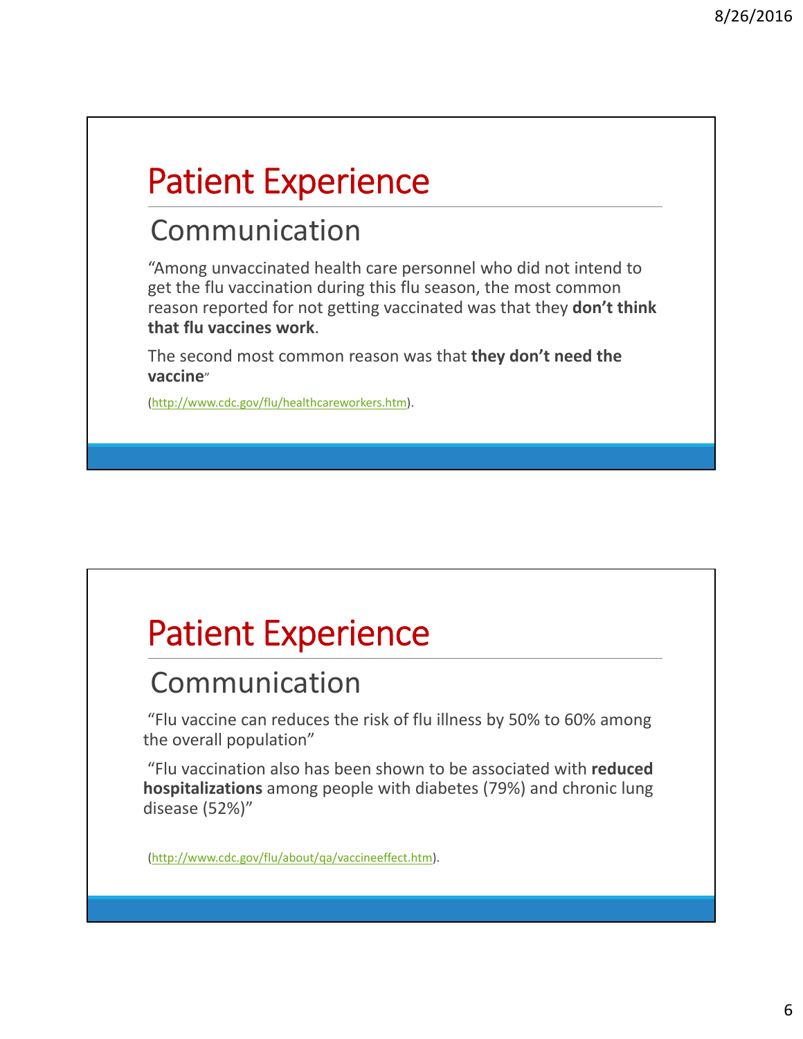# Patient Experience

## Communication

"Among unvaccinated health care personnel who did not intend to get the flu vaccination during this flu season, the most common reason reported for not getting vaccinated was that they **don't think that flu vaccines work**.

The second most common reason was that **they don't need the vaccine**"

(http://www.cdc.gov/flu/healthcareworkers.htm).

# Patient Experience

## Communication

"Flu vaccine can reduces the risk of flu illness by 50% to 60% among the overall population"

"Flu vaccination also has been shown to be associated with **reduced hospitalizations** among people with diabetes (79%) and chronic lung disease (52%)"

(http://www.cdc.gov/flu/about/qa/vaccineeffect.htm).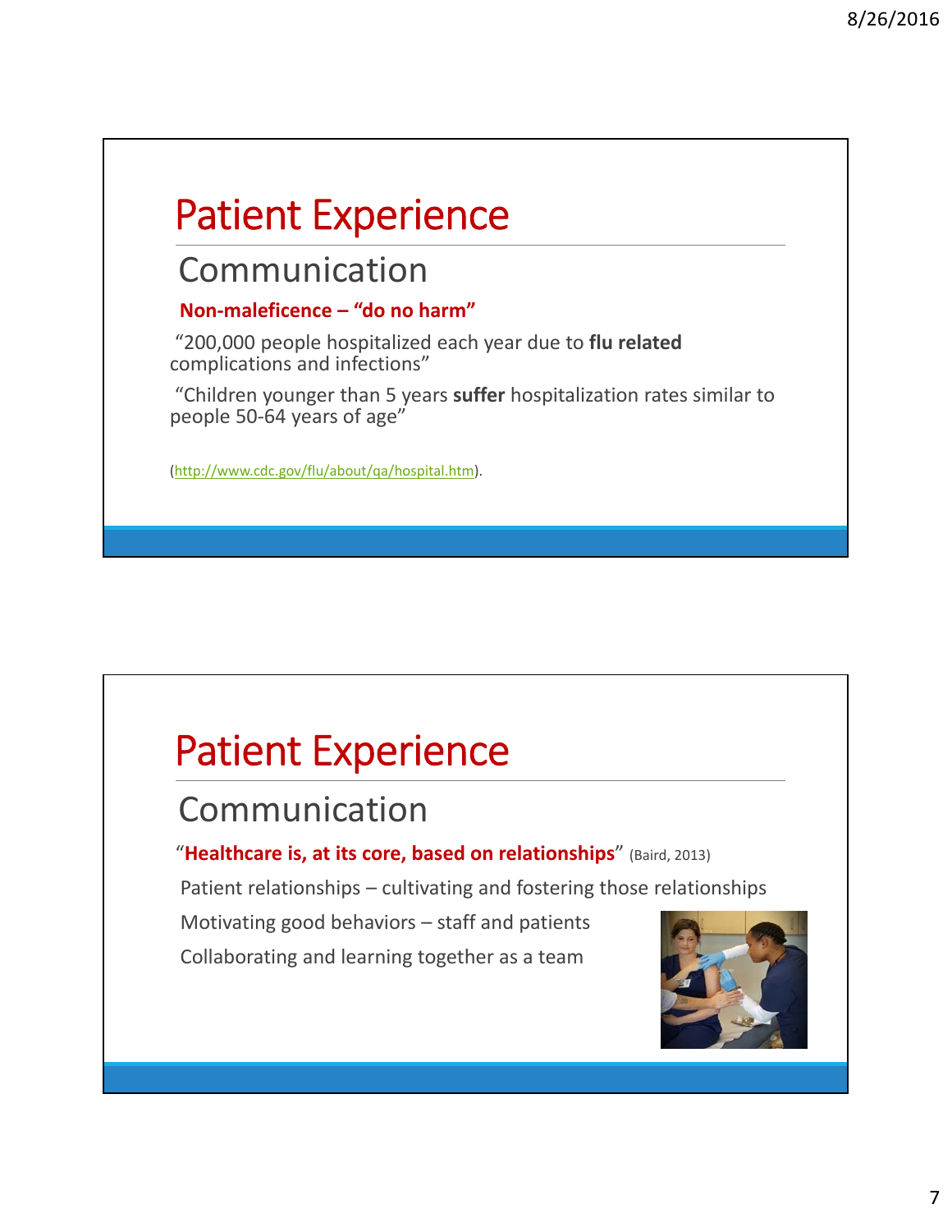# Patient Experience

## Communication

**Non-maleficence – "do no harm"**

"200,000 people hospitalized each year due to **flu related** complications and infections"

"Children younger than 5 years **suffer** hospitalization rates similar to people 50-64 years of age"

(http://www.cdc.gov/flu/about/qa/hospital.htm).

# Patient Experience

## Communication

"**Healthcare is, at its core, based on relationships**" (Baird, 2013)

Patient relationships – cultivating and fostering those relationships

Motivating good behaviors – staff and patients

Collaborating and learning together as a team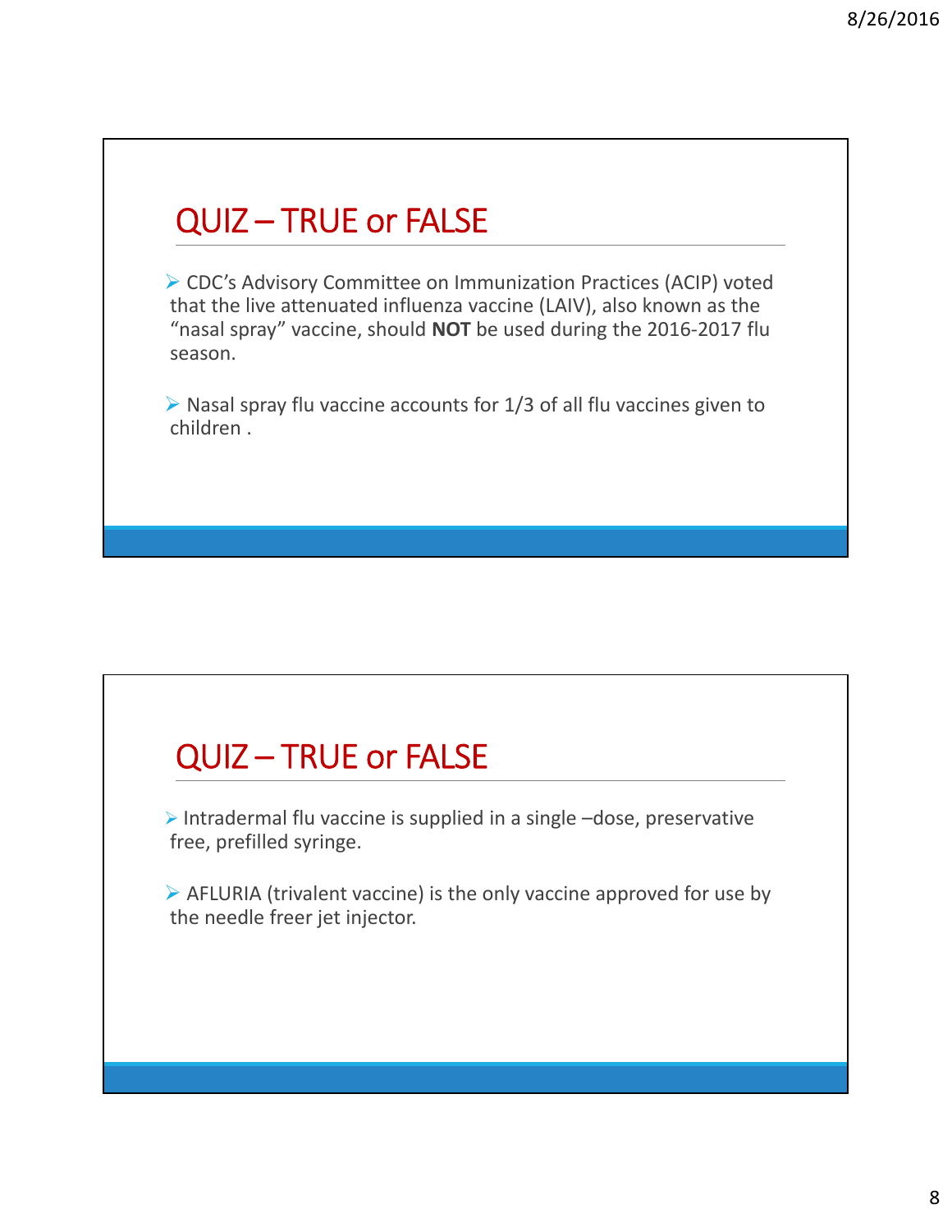## QUIZ – TRUE or FALSE

- CDC's Advisory Committee on Immunization Practices (ACIP) voted that the live attenuated influenza vaccine (LAIV), also known as the "nasal spray" vaccine, should **NOT** be used during the 2016-2017 flu season.

- Nasal spray flu vaccine accounts for 1/3 of all flu vaccines given to children .

## QUIZ – TRUE or FALSE

- Intradermal flu vaccine is supplied in a single –dose, preservative free, prefilled syringe.

- AFLURIA (trivalent vaccine) is the only vaccine approved for use by the needle freer jet injector.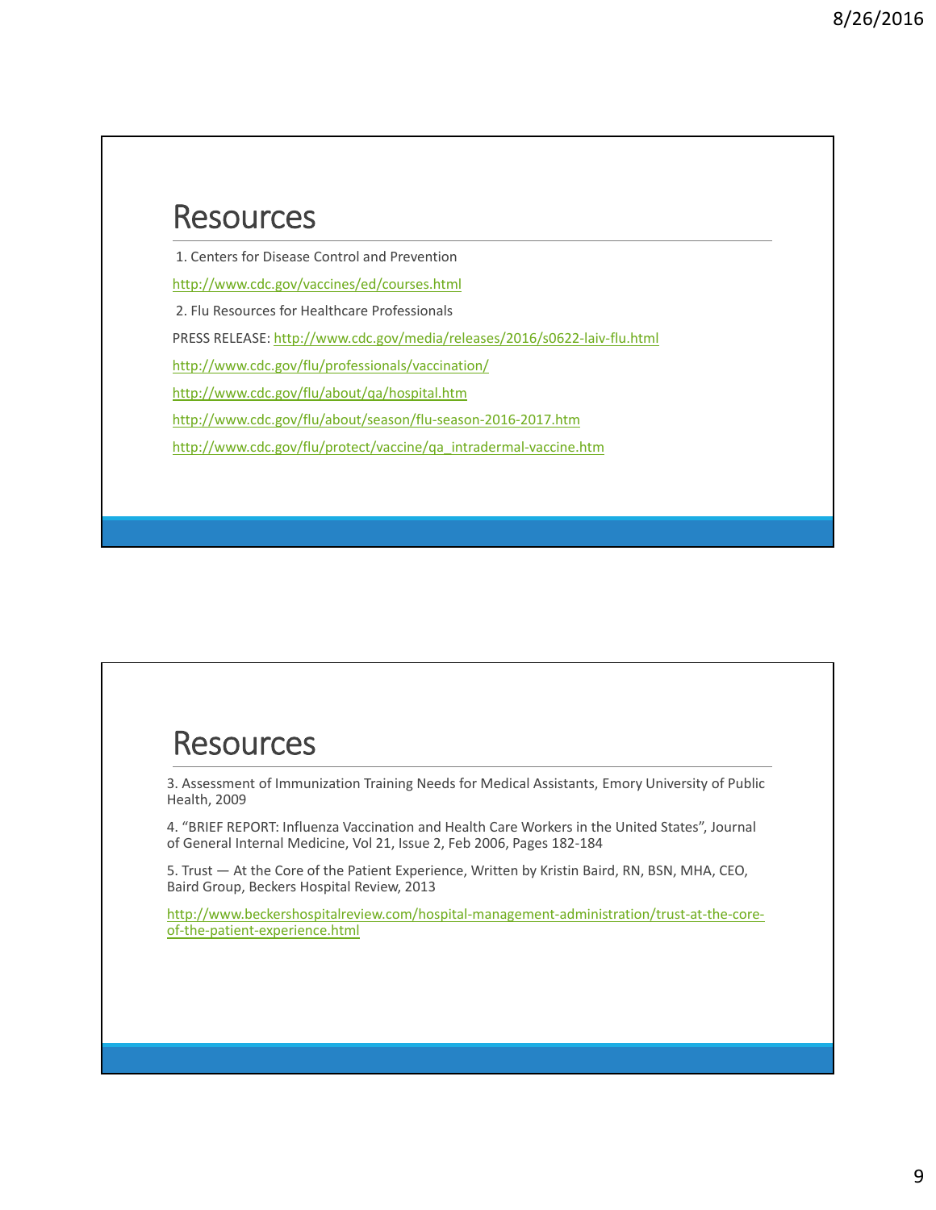# Resources

1. Centers for Disease Control and Prevention

http://www.cdc.gov/vaccines/ed/courses.html

2. Flu Resources for Healthcare Professionals

PRESS RELEASE: http://www.cdc.gov/media/releases/2016/s0622-laiv-flu.html

http://www.cdc.gov/flu/professionals/vaccination/

http://www.cdc.gov/flu/about/qa/hospital.htm

http://www.cdc.gov/flu/about/season/flu-season-2016-2017.htm

http://www.cdc.gov/flu/protect/vaccine/qa_intradermal-vaccine.htm

# Resources

3. Assessment of Immunization Training Needs for Medical Assistants, Emory University of Public Health, 2009

4. "BRIEF REPORT: Influenza Vaccination and Health Care Workers in the United States", Journal of General Internal Medicine, Vol 21, Issue 2, Feb 2006, Pages 182-184

5. Trust — At the Core of the Patient Experience, Written by Kristin Baird, RN, BSN, MHA, CEO, Baird Group, Beckers Hospital Review, 2013

http://www.beckershospitalreview.com/hospital-management-administration/trust-at-the-core-of-the-patient-experience.html